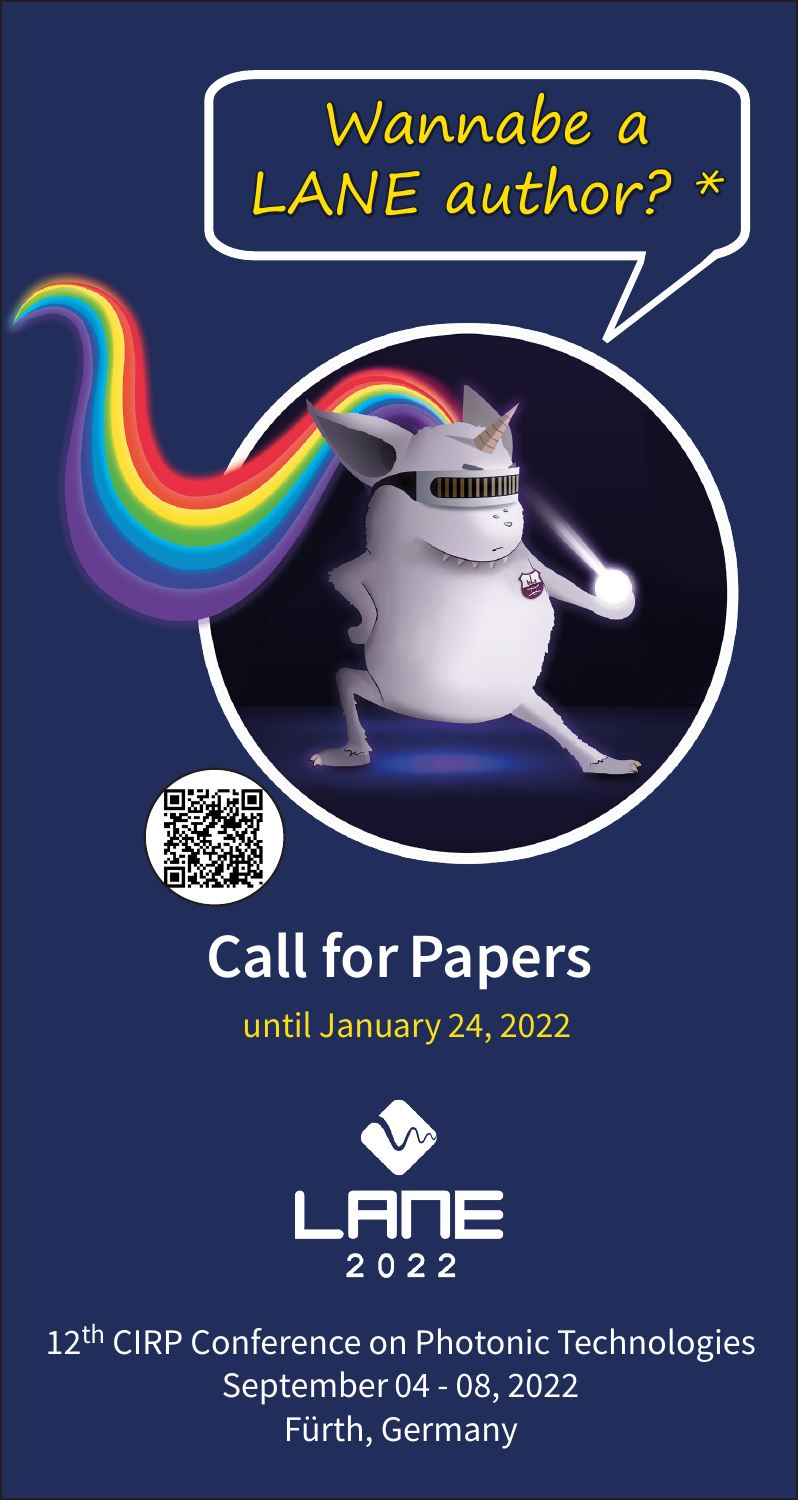Wannabe a LANE author? *

# Call for Papers

until January 24, 2022

LANE 2022

12th CIRP Conference on Photonic Technologies

September 04 - 08, 2022

Fürth, Germany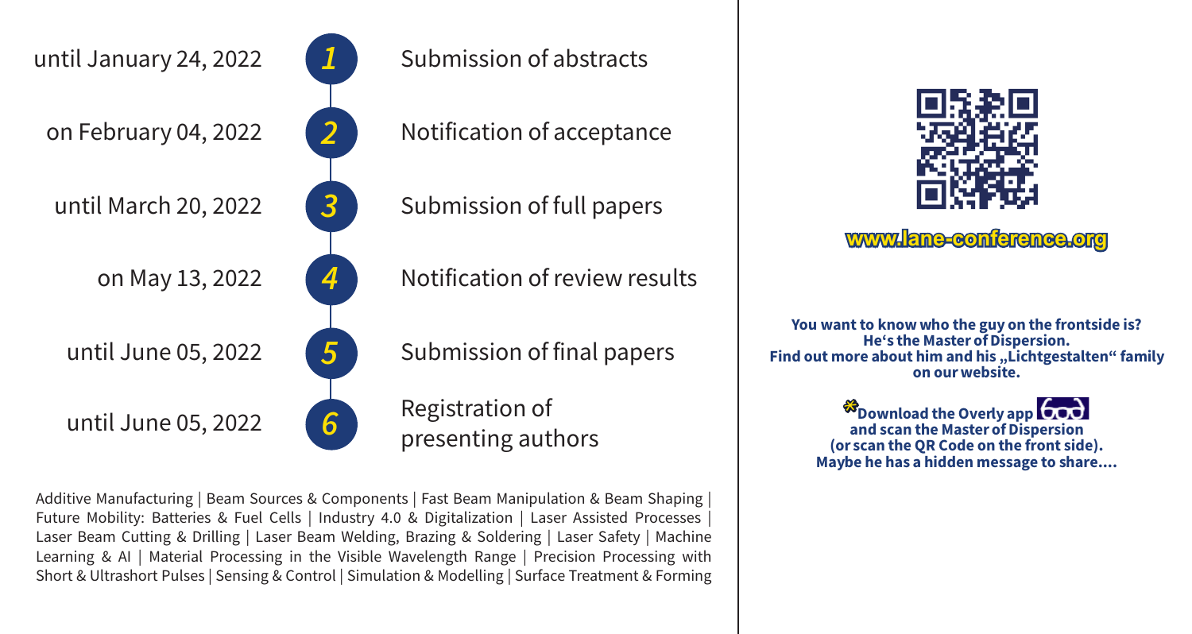| | | |
|---|---|---|
| until January 24, 2022 | 1 | Submission of abstracts |
| on February 04, 2022 | 2 | Notification of acceptance |
| until March 20, 2022 | 3 | Submission of full papers |
| on May 13, 2022 | 4 | Notification of review results |
| until June 05, 2022 | 5 | Submission of final papers |
| until June 05, 2022 | 6 | Registration of presenting authors |

Additive Manufacturing | Beam Sources & Components | Fast Beam Manipulation & Beam Shaping | Future Mobility: Batteries & Fuel Cells | Industry 4.0 & Digitalization | Laser Assisted Processes | Laser Beam Cutting & Drilling | Laser Beam Welding, Brazing & Soldering | Laser Safety | Machine Learning & AI | Material Processing in the Visible Wavelength Range | Precision Processing with Short & Ultrashort Pulses | Sensing & Control | Simulation & Modelling | Surface Treatment & Forming

**www.lane-conference.org**

**You want to know who the guy on the frontside is? He's the Master of Dispersion. Find out more about him and his „Lichtgestalten" family on our website.**

**Download the Overly app and scan the Master of Dispersion (or scan the QR Code on the front side). Maybe he has a hidden message to share....**